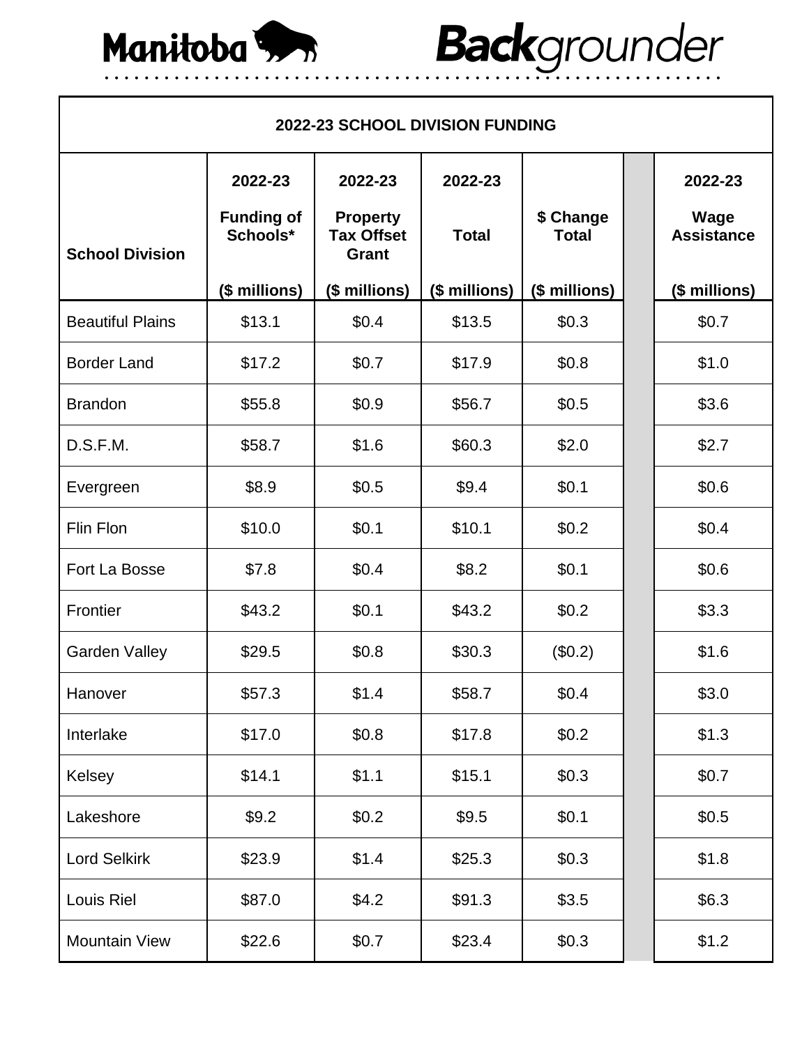Manitoba **Back**grounder

| 2022-23 SCHOOL DIVISION FUNDING | | | | | | |
|---|---|---|---|---|---|---|
| **School Division** | **2022-23 Funding of Schools* ($ millions)** | **2022-23 Property Tax Offset Grant ($ millions)** | **2022-23 Total ($ millions)** | **$ Change Total ($ millions)** | | **2022-23 Wage Assistance ($ millions)** |
| Beautiful Plains | $13.1 | $0.4 | $13.5 | $0.3 | | $0.7 |
| Border Land | $17.2 | $0.7 | $17.9 | $0.8 | | $1.0 |
| Brandon | $55.8 | $0.9 | $56.7 | $0.5 | | $3.6 |
| D.S.F.M. | $58.7 | $1.6 | $60.3 | $2.0 | | $2.7 |
| Evergreen | $8.9 | $0.5 | $9.4 | $0.1 | | $0.6 |
| Flin Flon | $10.0 | $0.1 | $10.1 | $0.2 | | $0.4 |
| Fort La Bosse | $7.8 | $0.4 | $8.2 | $0.1 | | $0.6 |
| Frontier | $43.2 | $0.1 | $43.2 | $0.2 | | $3.3 |
| Garden Valley | $29.5 | $0.8 | $30.3 | ($0.2) | | $1.6 |
| Hanover | $57.3 | $1.4 | $58.7 | $0.4 | | $3.0 |
| Interlake | $17.0 | $0.8 | $17.8 | $0.2 | | $1.3 |
| Kelsey | $14.1 | $1.1 | $15.1 | $0.3 | | $0.7 |
| Lakeshore | $9.2 | $0.2 | $9.5 | $0.1 | | $0.5 |
| Lord Selkirk | $23.9 | $1.4 | $25.3 | $0.3 | | $1.8 |
| Louis Riel | $87.0 | $4.2 | $91.3 | $3.5 | | $6.3 |
| Mountain View | $22.6 | $0.7 | $23.4 | $0.3 | | $1.2 |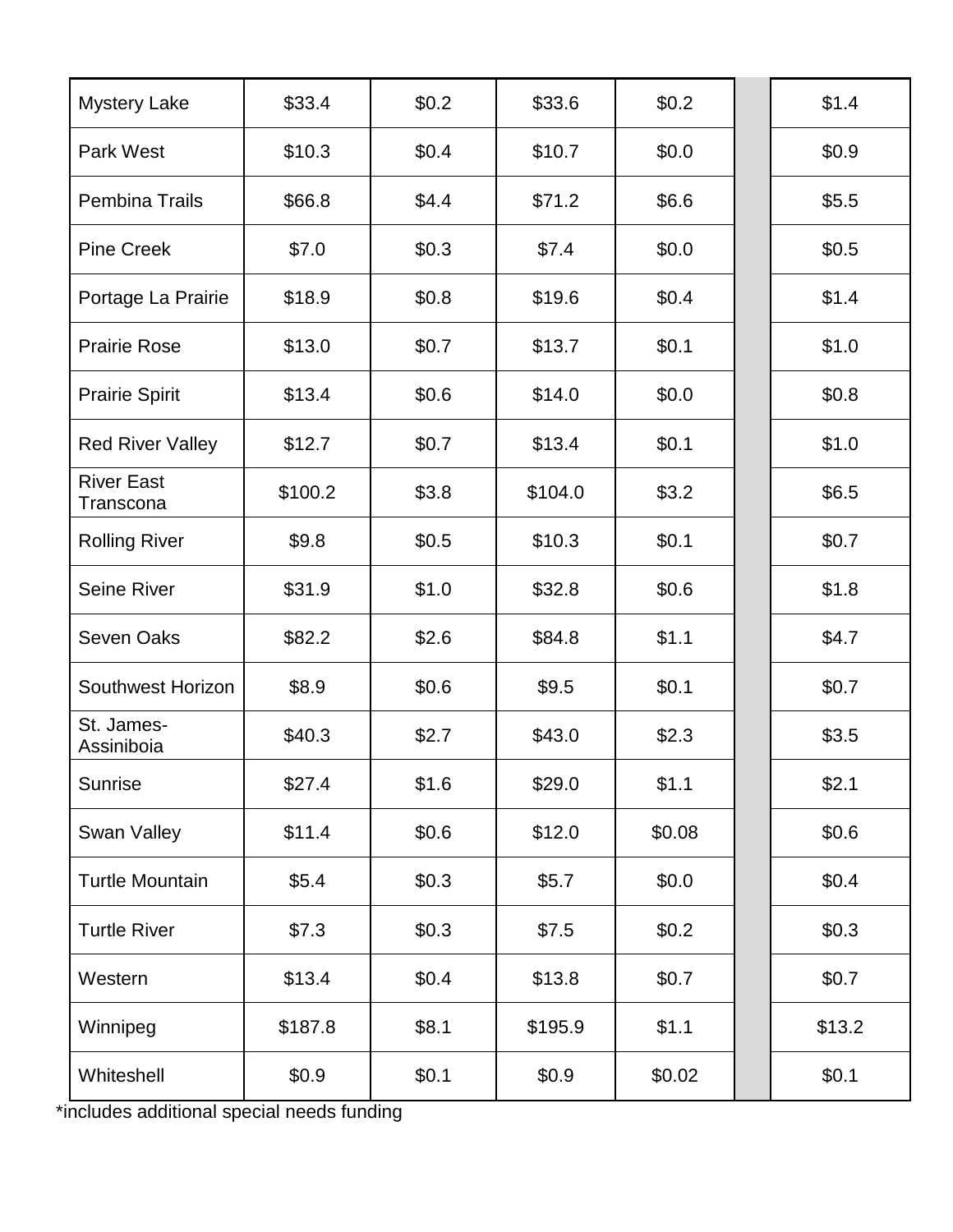| | | | | | | |
|---|---|---|---|---|---|---|
| Mystery Lake | $33.4 | $0.2 | $33.6 | $0.2 | | $1.4 |
| Park West | $10.3 | $0.4 | $10.7 | $0.0 | | $0.9 |
| Pembina Trails | $66.8 | $4.4 | $71.2 | $6.6 | | $5.5 |
| Pine Creek | $7.0 | $0.3 | $7.4 | $0.0 | | $0.5 |
| Portage La Prairie | $18.9 | $0.8 | $19.6 | $0.4 | | $1.4 |
| Prairie Rose | $13.0 | $0.7 | $13.7 | $0.1 | | $1.0 |
| Prairie Spirit | $13.4 | $0.6 | $14.0 | $0.0 | | $0.8 |
| Red River Valley | $12.7 | $0.7 | $13.4 | $0.1 | | $1.0 |
| River East Transcona | $100.2 | $3.8 | $104.0 | $3.2 | | $6.5 |
| Rolling River | $9.8 | $0.5 | $10.3 | $0.1 | | $0.7 |
| Seine River | $31.9 | $1.0 | $32.8 | $0.6 | | $1.8 |
| Seven Oaks | $82.2 | $2.6 | $84.8 | $1.1 | | $4.7 |
| Southwest Horizon | $8.9 | $0.6 | $9.5 | $0.1 | | $0.7 |
| St. James-Assiniboia | $40.3 | $2.7 | $43.0 | $2.3 | | $3.5 |
| Sunrise | $27.4 | $1.6 | $29.0 | $1.1 | | $2.1 |
| Swan Valley | $11.4 | $0.6 | $12.0 | $0.08 | | $0.6 |
| Turtle Mountain | $5.4 | $0.3 | $5.7 | $0.0 | | $0.4 |
| Turtle River | $7.3 | $0.3 | $7.5 | $0.2 | | $0.3 |
| Western | $13.4 | $0.4 | $13.8 | $0.7 | | $0.7 |
| Winnipeg | $187.8 | $8.1 | $195.9 | $1.1 | | $13.2 |
| Whiteshell | $0.9 | $0.1 | $0.9 | $0.02 | | $0.1 |

*includes additional special needs funding